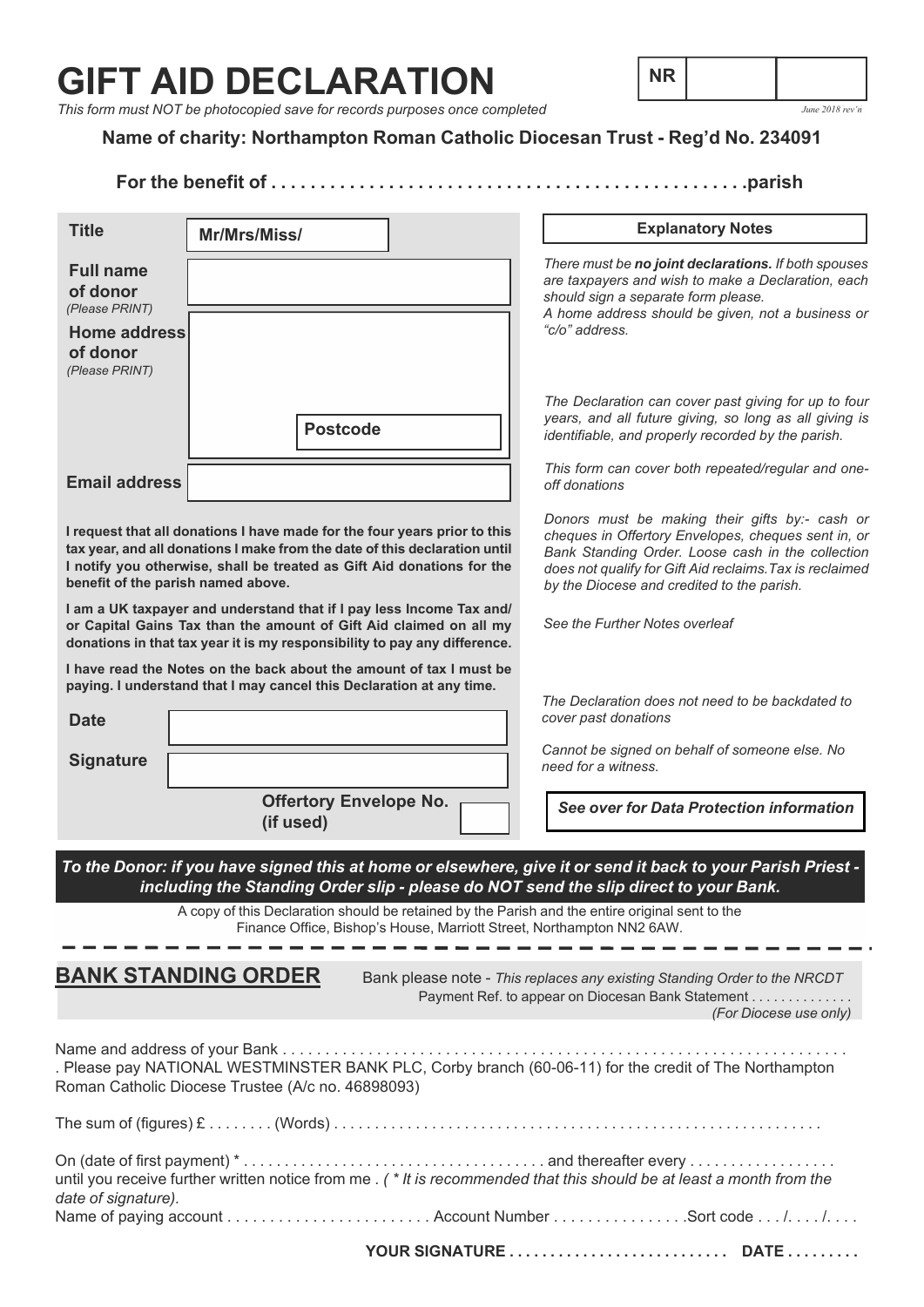# GIFT AID DECLARATION

| NR | | |
|---|---|---|

*This form must NOT be photocopied save for records purposes once completed*

*June 2018 rev'n*

**Name of charity: Northampton Roman Catholic Diocesan Trust - Reg'd No. 234091**

**For the benefit of . . . . . . . . . . . . . . . . . . . . . . . . . . . . . . . . . . . . . . . . . . . . . . .parish**

**Title** Mr/Mrs/Miss/

**Full name of donor** *(Please PRINT)*

**Home address of donor** *(Please PRINT)*

**Postcode**

**Email address**

**I request that all donations I have made for the four years prior to this tax year, and all donations I make from the date of this declaration until I notify you otherwise, shall be treated as Gift Aid donations for the benefit of the parish named above.**

**I am a UK taxpayer and understand that if I pay less Income Tax and/or Capital Gains Tax than the amount of Gift Aid claimed on all my donations in that tax year it is my responsibility to pay any difference.**

**I have read the Notes on the back about the amount of tax I must be paying. I understand that I may cancel this Declaration at any time.**

**Date**

**Signature**

**Offertory Envelope No. (if used)**

**Explanatory Notes**

*There must be **no joint declarations.** If both spouses are taxpayers and wish to make a Declaration, each should sign a separate form please.*
*A home address should be given, not a business or "c/o" address.*

*The Declaration can cover past giving for up to four years, and all future giving, so long as all giving is identifiable, and properly recorded by the parish.*

*This form can cover both repeated/regular and one-off donations*

*Donors must be making their gifts by:- cash or cheques in Offertory Envelopes, cheques sent in, or Bank Standing Order. Loose cash in the collection does not qualify for Gift Aid reclaims.Tax is reclaimed by the Diocese and credited to the parish.*

*See the Further Notes overleaf*

*The Declaration does not need to be backdated to cover past donations*

*Cannot be signed on behalf of someone else. No need for a witness.*

***See over for Data Protection information***

***To the Donor: if you have signed this at home or elsewhere, give it or send it back to your Parish Priest - including the Standing Order slip - please do NOT send the slip direct to your Bank.***

A copy of this Declaration should be retained by the Parish and the entire original sent to the Finance Office, Bishop's House, Marriott Street, Northampton NN2 6AW.

## BANK STANDING ORDER

Bank please note - *This replaces any existing Standing Order to the NRCDT*
Payment Ref. to appear on Diocesan Bank Statement . . . . . . . . . . . . .
*(For Diocese use only)*

Name and address of your Bank . . . . . . . . . . . . . . . . . . . . . . . . . . . . . . . . . . . . . . . . . . . . . . . . . . . . . . . . . . . . . . . . . Please pay NATIONAL WESTMINSTER BANK PLC, Corby branch (60-06-11) for the credit of The Northampton Roman Catholic Diocese Trustee (A/c no. 46898093)

The sum of (figures) £ . . . . . . . . (Words) . . . . . . . . . . . . . . . . . . . . . . . . . . . . . . . . . . . . . . . . . . . . . . . . . . . . . . . . . .

On (date of first payment) * . . . . . . . . . . . . . . . . . . . . . . . . . . . . . . . . . . . . and thereafter every . . . . . . . . . . . . . . . . .
until you receive further written notice from me . *( * It is recommended that this should be at least a month from the date of signature).*
Name of paying account . . . . . . . . . . . . . . . . . . . . . . . . Account Number . . . . . . . . . . . . . . . .Sort code . . . /. . . . /. . . .

**YOUR SIGNATURE . . . . . . . . . . . . . . . . . . . . . . . . . . DATE . . . . . . . . .**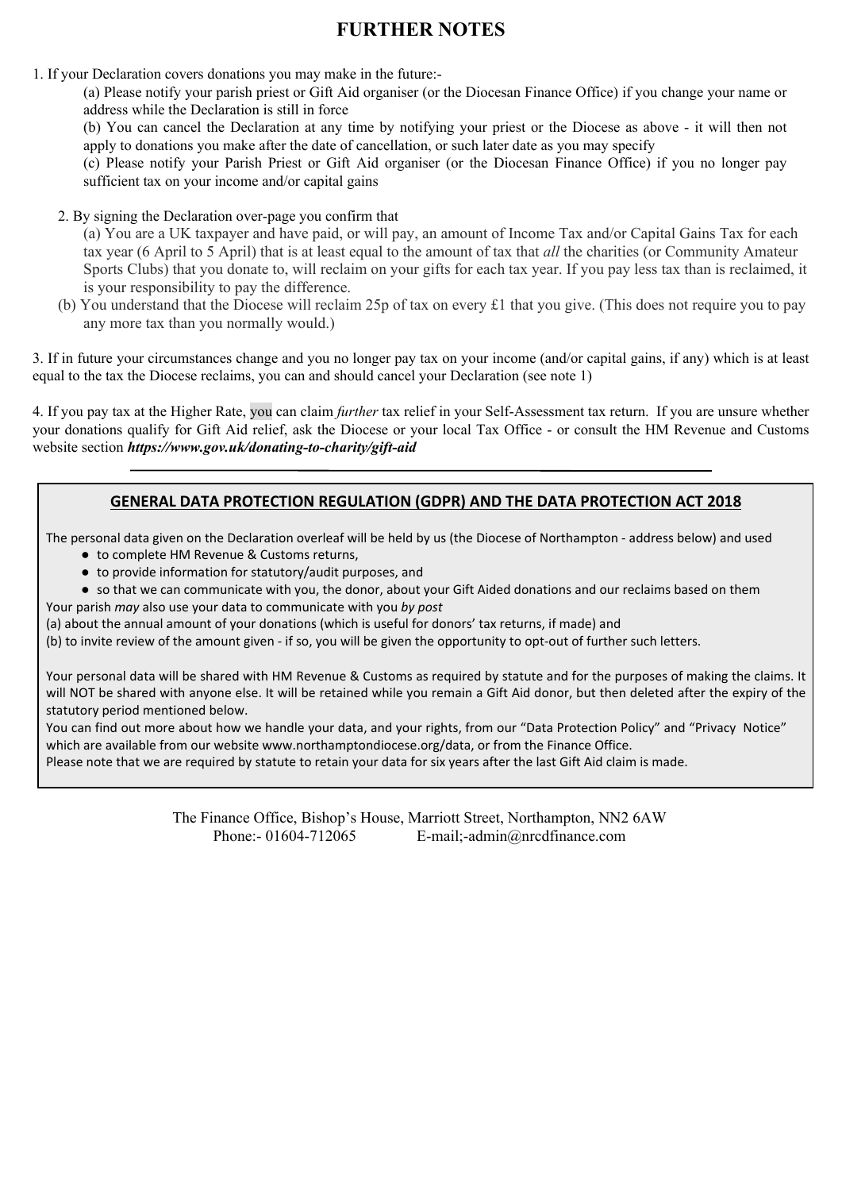# FURTHER NOTES

1. If your Declaration covers donations you may make in the future:-

   (a) Please notify your parish priest or Gift Aid organiser (or the Diocesan Finance Office) if you change your name or address while the Declaration is still in force

   (b) You can cancel the Declaration at any time by notifying your priest or the Diocese as above - it will then not apply to donations you make after the date of cancellation, or such later date as you may specify

   (c) Please notify your Parish Priest or Gift Aid organiser (or the Diocesan Finance Office) if you no longer pay sufficient tax on your income and/or capital gains

2. By signing the Declaration over-page you confirm that

   (a) You are a UK taxpayer and have paid, or will pay, an amount of Income Tax and/or Capital Gains Tax for each tax year (6 April to 5 April) that is at least equal to the amount of tax that *all* the charities (or Community Amateur Sports Clubs) that you donate to, will reclaim on your gifts for each tax year. If you pay less tax than is reclaimed, it is your responsibility to pay the difference.

   (b) You understand that the Diocese will reclaim 25p of tax on every £1 that you give. (This does not require you to pay any more tax than you normally would.)

3. If in future your circumstances change and you no longer pay tax on your income (and/or capital gains, if any) which is at least equal to the tax the Diocese reclaims, you can and should cancel your Declaration (see note 1)

4. If you pay tax at the Higher Rate, you can claim *further* tax relief in your Self-Assessment tax return. If you are unsure whether your donations qualify for Gift Aid relief, ask the Diocese or your local Tax Office - or consult the HM Revenue and Customs website section ***https://www.gov.uk/donating-to-charity/gift-aid***

---

## GENERAL DATA PROTECTION REGULATION (GDPR) AND THE DATA PROTECTION ACT 2018

The personal data given on the Declaration overleaf will be held by us (the Diocese of Northampton - address below) and used

- to complete HM Revenue & Customs returns,
- to provide information for statutory/audit purposes, and
- so that we can communicate with you, the donor, about your Gift Aided donations and our reclaims based on them

Your parish *may* also use your data to communicate with you *by post*

(a) about the annual amount of your donations (which is useful for donors' tax returns, if made) and

(b) to invite review of the amount given - if so, you will be given the opportunity to opt-out of further such letters.

Your personal data will be shared with HM Revenue & Customs as required by statute and for the purposes of making the claims. It will NOT be shared with anyone else. It will be retained while you remain a Gift Aid donor, but then deleted after the expiry of the statutory period mentioned below.

You can find out more about how we handle your data, and your rights, from our "Data Protection Policy" and "Privacy Notice" which are available from our website www.northamptondiocese.org/data, or from the Finance Office.

Please note that we are required by statute to retain your data for six years after the last Gift Aid claim is made.

The Finance Office, Bishop's House, Marriott Street, Northampton, NN2 6AW

Phone:- 01604-712065 E-mail;-admin@nrcdfinance.com